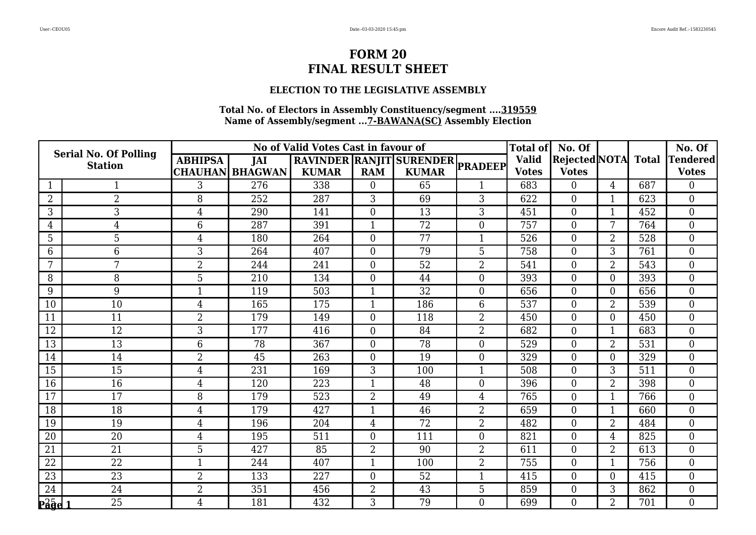# FORM 20
# FINAL RESULT SHEET

### ELECTION TO THE LEGISLATIVE ASSEMBLY

**Total No. of Electors in Assembly Constituency/segment ....319559**
**Name of Assembly/segment ...7-BAWANA(SC) Assembly Election**

| Serial No. Of Polling Station | | No of Valid Votes Cast in favour of | | | | | | Total of Valid Votes | No. Of Rejected Votes | NOTA | Total | No. Of Tendered Votes |
|---|---|---|---|---|---|---|---|---|---|---|---|---|
| | | ABHIPSA CHAUHAN | JAI BHAGWAN | RAVINDER KUMAR | RANJIT RAM | SURENDER KUMAR | PRADEEP | | | | | |
| 1 | 1 | 3 | 276 | 338 | 0 | 65 | 1 | 683 | 0 | 4 | 687 | 0 |
| 2 | 2 | 8 | 252 | 287 | 3 | 69 | 3 | 622 | 0 | 1 | 623 | 0 |
| 3 | 3 | 4 | 290 | 141 | 0 | 13 | 3 | 451 | 0 | 1 | 452 | 0 |
| 4 | 4 | 6 | 287 | 391 | 1 | 72 | 0 | 757 | 0 | 7 | 764 | 0 |
| 5 | 5 | 4 | 180 | 264 | 0 | 77 | 1 | 526 | 0 | 2 | 528 | 0 |
| 6 | 6 | 3 | 264 | 407 | 0 | 79 | 5 | 758 | 0 | 3 | 761 | 0 |
| 7 | 7 | 2 | 244 | 241 | 0 | 52 | 2 | 541 | 0 | 2 | 543 | 0 |
| 8 | 8 | 5 | 210 | 134 | 0 | 44 | 0 | 393 | 0 | 0 | 393 | 0 |
| 9 | 9 | 1 | 119 | 503 | 1 | 32 | 0 | 656 | 0 | 0 | 656 | 0 |
| 10 | 10 | 4 | 165 | 175 | 1 | 186 | 6 | 537 | 0 | 2 | 539 | 0 |
| 11 | 11 | 2 | 179 | 149 | 0 | 118 | 2 | 450 | 0 | 0 | 450 | 0 |
| 12 | 12 | 3 | 177 | 416 | 0 | 84 | 2 | 682 | 0 | 1 | 683 | 0 |
| 13 | 13 | 6 | 78 | 367 | 0 | 78 | 0 | 529 | 0 | 2 | 531 | 0 |
| 14 | 14 | 2 | 45 | 263 | 0 | 19 | 0 | 329 | 0 | 0 | 329 | 0 |
| 15 | 15 | 4 | 231 | 169 | 3 | 100 | 1 | 508 | 0 | 3 | 511 | 0 |
| 16 | 16 | 4 | 120 | 223 | 1 | 48 | 0 | 396 | 0 | 2 | 398 | 0 |
| 17 | 17 | 8 | 179 | 523 | 2 | 49 | 4 | 765 | 0 | 1 | 766 | 0 |
| 18 | 18 | 4 | 179 | 427 | 1 | 46 | 2 | 659 | 0 | 1 | 660 | 0 |
| 19 | 19 | 4 | 196 | 204 | 4 | 72 | 2 | 482 | 0 | 2 | 484 | 0 |
| 20 | 20 | 4 | 195 | 511 | 0 | 111 | 0 | 821 | 0 | 4 | 825 | 0 |
| 21 | 21 | 5 | 427 | 85 | 2 | 90 | 2 | 611 | 0 | 2 | 613 | 0 |
| 22 | 22 | 1 | 244 | 407 | 1 | 100 | 2 | 755 | 0 | 1 | 756 | 0 |
| 23 | 23 | 2 | 133 | 227 | 0 | 52 | 1 | 415 | 0 | 0 | 415 | 0 |
| 24 | 24 | 2 | 351 | 456 | 2 | 43 | 5 | 859 | 0 | 3 | 862 | 0 |
| 25 | 25 | 4 | 181 | 432 | 3 | 79 | 0 | 699 | 0 | 2 | 701 | 0 |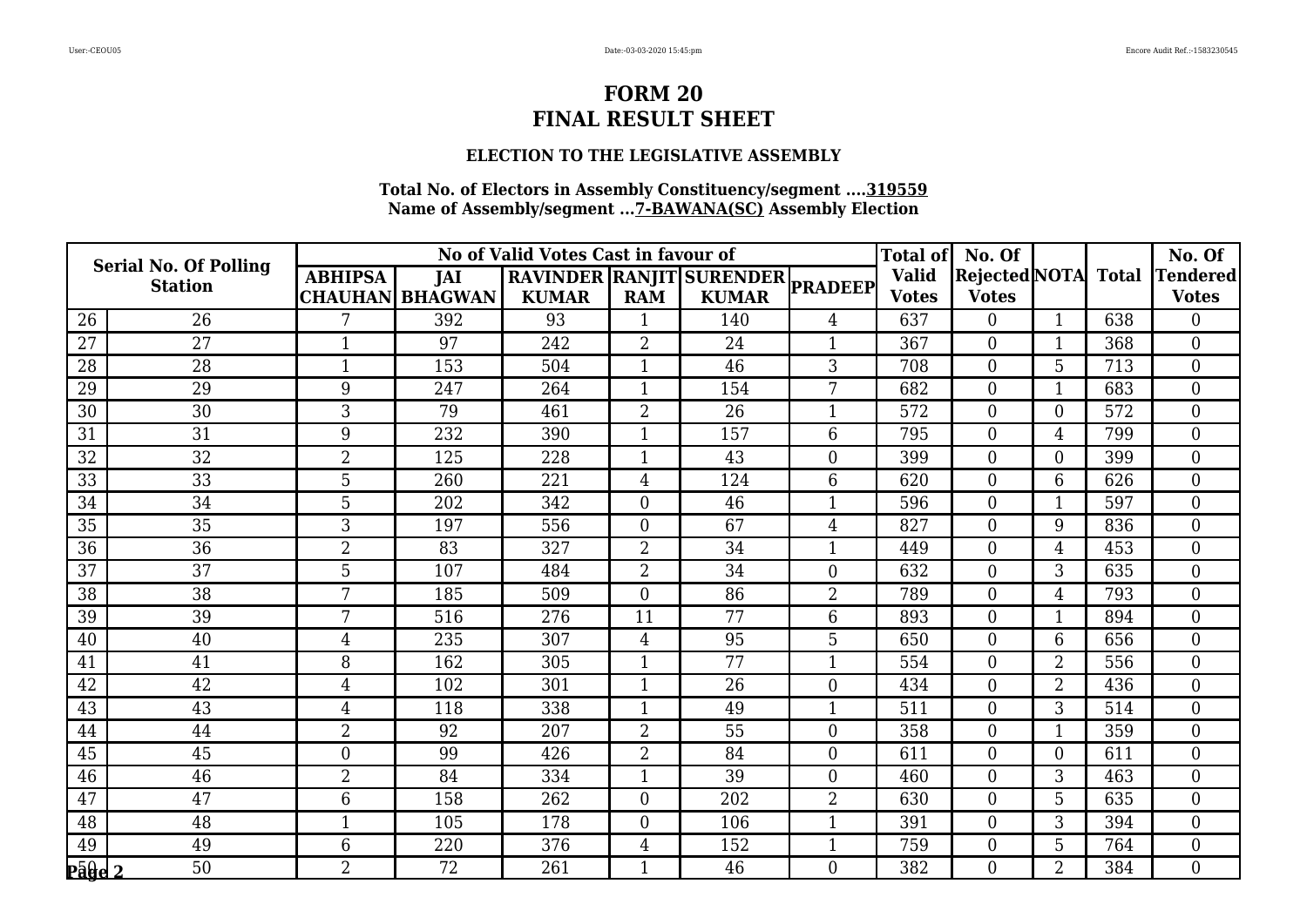# FORM 20
# FINAL RESULT SHEET

### ELECTION TO THE LEGISLATIVE ASSEMBLY

**Total No. of Electors in Assembly Constituency/segment ....319559**
**Name of Assembly/segment ...7-BAWANA(SC) Assembly Election**

| Serial No. Of Polling Station | | No of Valid Votes Cast in favour of | | | | | | Total of Valid Votes | No. Of Rejected Votes | NOTA | Total | No. Of Tendered Votes |
|---|---|---|---|---|---|---|---|---|---|---|---|---|
| | | ABHIPSA CHAUHAN | JAI BHAGWAN | RAVINDER KUMAR | RANJIT RAM | SURENDER KUMAR | PRADEEP | | | | | |
| 26 | 26 | 7 | 392 | 93 | 1 | 140 | 4 | 637 | 0 | 1 | 638 | 0 |
| 27 | 27 | 1 | 97 | 242 | 2 | 24 | 1 | 367 | 0 | 1 | 368 | 0 |
| 28 | 28 | 1 | 153 | 504 | 1 | 46 | 3 | 708 | 0 | 5 | 713 | 0 |
| 29 | 29 | 9 | 247 | 264 | 1 | 154 | 7 | 682 | 0 | 1 | 683 | 0 |
| 30 | 30 | 3 | 79 | 461 | 2 | 26 | 1 | 572 | 0 | 0 | 572 | 0 |
| 31 | 31 | 9 | 232 | 390 | 1 | 157 | 6 | 795 | 0 | 4 | 799 | 0 |
| 32 | 32 | 2 | 125 | 228 | 1 | 43 | 0 | 399 | 0 | 0 | 399 | 0 |
| 33 | 33 | 5 | 260 | 221 | 4 | 124 | 6 | 620 | 0 | 6 | 626 | 0 |
| 34 | 34 | 5 | 202 | 342 | 0 | 46 | 1 | 596 | 0 | 1 | 597 | 0 |
| 35 | 35 | 3 | 197 | 556 | 0 | 67 | 4 | 827 | 0 | 9 | 836 | 0 |
| 36 | 36 | 2 | 83 | 327 | 2 | 34 | 1 | 449 | 0 | 4 | 453 | 0 |
| 37 | 37 | 5 | 107 | 484 | 2 | 34 | 0 | 632 | 0 | 3 | 635 | 0 |
| 38 | 38 | 7 | 185 | 509 | 0 | 86 | 2 | 789 | 0 | 4 | 793 | 0 |
| 39 | 39 | 7 | 516 | 276 | 11 | 77 | 6 | 893 | 0 | 1 | 894 | 0 |
| 40 | 40 | 4 | 235 | 307 | 4 | 95 | 5 | 650 | 0 | 6 | 656 | 0 |
| 41 | 41 | 8 | 162 | 305 | 1 | 77 | 1 | 554 | 0 | 2 | 556 | 0 |
| 42 | 42 | 4 | 102 | 301 | 1 | 26 | 0 | 434 | 0 | 2 | 436 | 0 |
| 43 | 43 | 4 | 118 | 338 | 1 | 49 | 1 | 511 | 0 | 3 | 514 | 0 |
| 44 | 44 | 2 | 92 | 207 | 2 | 55 | 0 | 358 | 0 | 1 | 359 | 0 |
| 45 | 45 | 0 | 99 | 426 | 2 | 84 | 0 | 611 | 0 | 0 | 611 | 0 |
| 46 | 46 | 2 | 84 | 334 | 1 | 39 | 0 | 460 | 0 | 3 | 463 | 0 |
| 47 | 47 | 6 | 158 | 262 | 0 | 202 | 2 | 630 | 0 | 5 | 635 | 0 |
| 48 | 48 | 1 | 105 | 178 | 0 | 106 | 1 | 391 | 0 | 3 | 394 | 0 |
| 49 | 49 | 6 | 220 | 376 | 4 | 152 | 1 | 759 | 0 | 5 | 764 | 0 |
| 50 | 50 | 2 | 72 | 261 | 1 | 46 | 0 | 382 | 0 | 2 | 384 | 0 |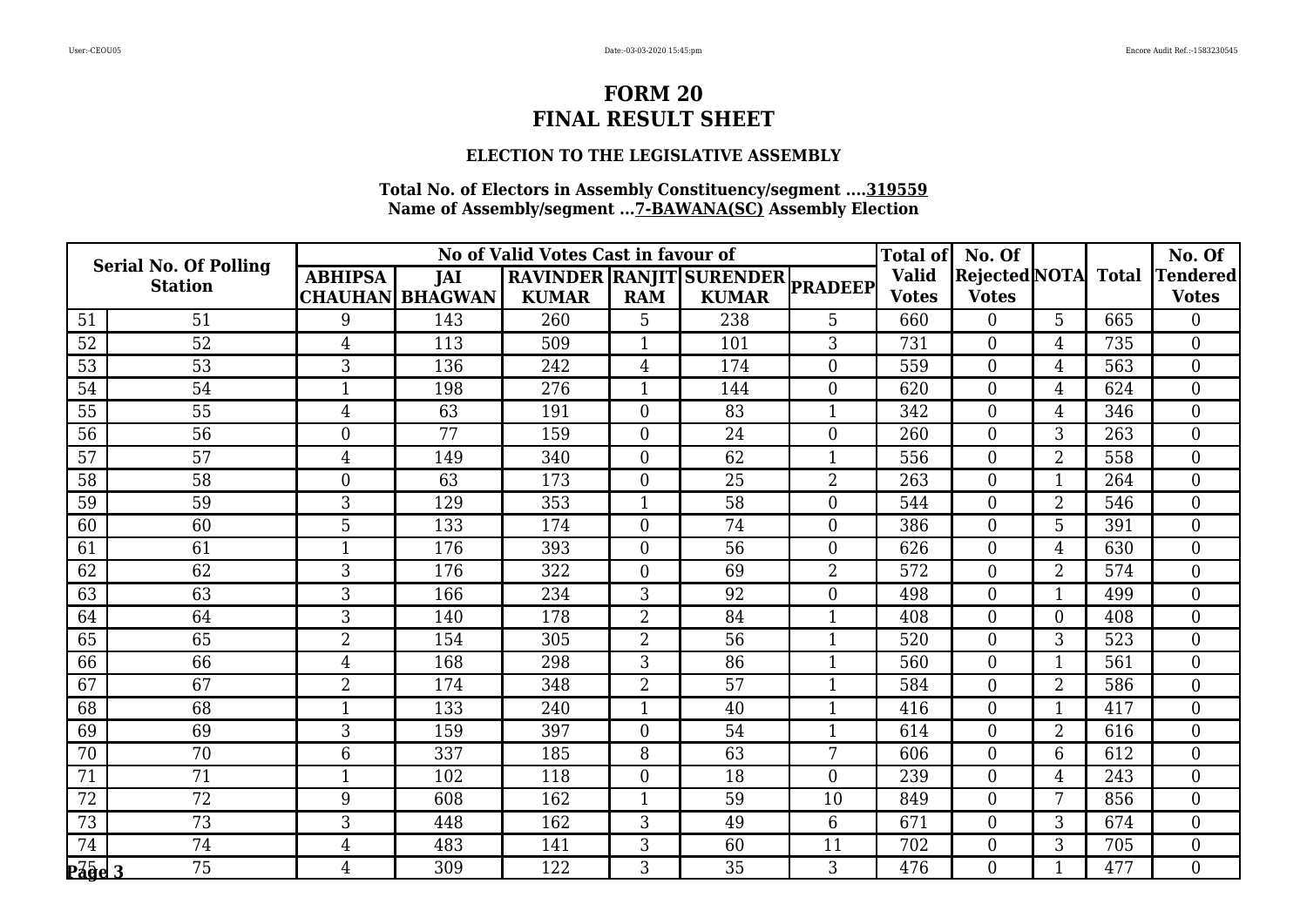# FORM 20
# FINAL RESULT SHEET

### ELECTION TO THE LEGISLATIVE ASSEMBLY

**Total No. of Electors in Assembly Constituency/segment ....319559**
**Name of Assembly/segment ...7-BAWANA(SC) Assembly Election**

| Serial No. Of Polling Station | | No of Valid Votes Cast in favour of | | | | | | Total of Valid Votes | No. Of Rejected Votes | NOTA | Total | No. Of Tendered Votes |
|---|---|---|---|---|---|---|---|---|---|---|---|---|
| | | ABHIPSA CHAUHAN | JAI BHAGWAN | RAVINDER KUMAR | RANJIT RAM | SURENDER KUMAR | PRADEEP | | | | | |
| 51 | 51 | 9 | 143 | 260 | 5 | 238 | 5 | 660 | 0 | 5 | 665 | 0 |
| 52 | 52 | 4 | 113 | 509 | 1 | 101 | 3 | 731 | 0 | 4 | 735 | 0 |
| 53 | 53 | 3 | 136 | 242 | 4 | 174 | 0 | 559 | 0 | 4 | 563 | 0 |
| 54 | 54 | 1 | 198 | 276 | 1 | 144 | 0 | 620 | 0 | 4 | 624 | 0 |
| 55 | 55 | 4 | 63 | 191 | 0 | 83 | 1 | 342 | 0 | 4 | 346 | 0 |
| 56 | 56 | 0 | 77 | 159 | 0 | 24 | 0 | 260 | 0 | 3 | 263 | 0 |
| 57 | 57 | 4 | 149 | 340 | 0 | 62 | 1 | 556 | 0 | 2 | 558 | 0 |
| 58 | 58 | 0 | 63 | 173 | 0 | 25 | 2 | 263 | 0 | 1 | 264 | 0 |
| 59 | 59 | 3 | 129 | 353 | 1 | 58 | 0 | 544 | 0 | 2 | 546 | 0 |
| 60 | 60 | 5 | 133 | 174 | 0 | 74 | 0 | 386 | 0 | 5 | 391 | 0 |
| 61 | 61 | 1 | 176 | 393 | 0 | 56 | 0 | 626 | 0 | 4 | 630 | 0 |
| 62 | 62 | 3 | 176 | 322 | 0 | 69 | 2 | 572 | 0 | 2 | 574 | 0 |
| 63 | 63 | 3 | 166 | 234 | 3 | 92 | 0 | 498 | 0 | 1 | 499 | 0 |
| 64 | 64 | 3 | 140 | 178 | 2 | 84 | 1 | 408 | 0 | 0 | 408 | 0 |
| 65 | 65 | 2 | 154 | 305 | 2 | 56 | 1 | 520 | 0 | 3 | 523 | 0 |
| 66 | 66 | 4 | 168 | 298 | 3 | 86 | 1 | 560 | 0 | 1 | 561 | 0 |
| 67 | 67 | 2 | 174 | 348 | 2 | 57 | 1 | 584 | 0 | 2 | 586 | 0 |
| 68 | 68 | 1 | 133 | 240 | 1 | 40 | 1 | 416 | 0 | 1 | 417 | 0 |
| 69 | 69 | 3 | 159 | 397 | 0 | 54 | 1 | 614 | 0 | 2 | 616 | 0 |
| 70 | 70 | 6 | 337 | 185 | 8 | 63 | 7 | 606 | 0 | 6 | 612 | 0 |
| 71 | 71 | 1 | 102 | 118 | 0 | 18 | 0 | 239 | 0 | 4 | 243 | 0 |
| 72 | 72 | 9 | 608 | 162 | 1 | 59 | 10 | 849 | 0 | 7 | 856 | 0 |
| 73 | 73 | 3 | 448 | 162 | 3 | 49 | 6 | 671 | 0 | 3 | 674 | 0 |
| 74 | 74 | 4 | 483 | 141 | 3 | 60 | 11 | 702 | 0 | 3 | 705 | 0 |
| 75 | 75 | 4 | 309 | 122 | 3 | 35 | 3 | 476 | 0 | 1 | 477 | 0 |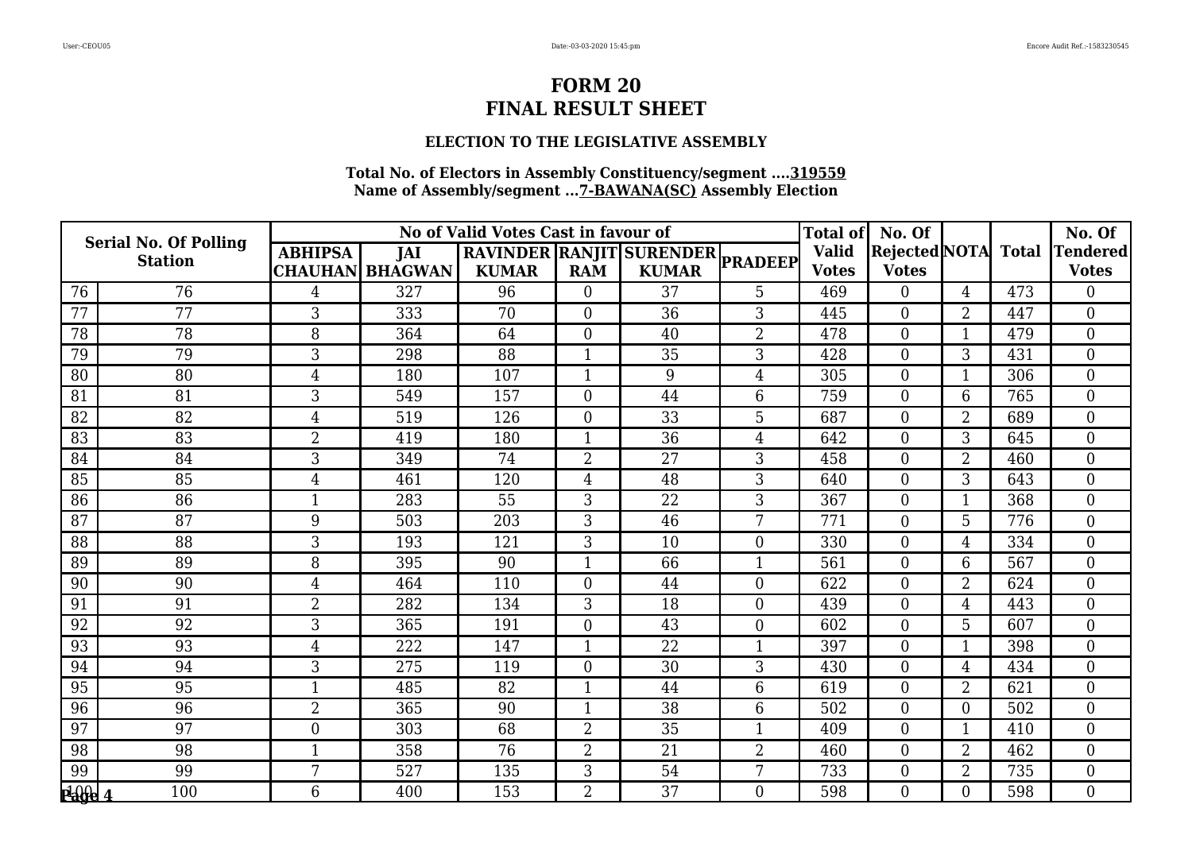# FORM 20
# FINAL RESULT SHEET

### ELECTION TO THE LEGISLATIVE ASSEMBLY

**Total No. of Electors in Assembly Constituency/segment ....319559**
**Name of Assembly/segment ...7-BAWANA(SC) Assembly Election**

| Serial No. Of Polling Station | | No of Valid Votes Cast in favour of | | | | | | Total of Valid Votes | No. Of Rejected Votes | NOTA | Total | No. Of Tendered Votes |
|---|---|---|---|---|---|---|---|---|---|---|---|---|
| | | ABHIPSA CHAUHAN | JAI BHAGWAN | RAVINDER KUMAR | RANJIT RAM | SURENDER KUMAR | PRADEEP | | | | | |
| 76 | 76 | 4 | 327 | 96 | 0 | 37 | 5 | 469 | 0 | 4 | 473 | 0 |
| 77 | 77 | 3 | 333 | 70 | 0 | 36 | 3 | 445 | 0 | 2 | 447 | 0 |
| 78 | 78 | 8 | 364 | 64 | 0 | 40 | 2 | 478 | 0 | 1 | 479 | 0 |
| 79 | 79 | 3 | 298 | 88 | 1 | 35 | 3 | 428 | 0 | 3 | 431 | 0 |
| 80 | 80 | 4 | 180 | 107 | 1 | 9 | 4 | 305 | 0 | 1 | 306 | 0 |
| 81 | 81 | 3 | 549 | 157 | 0 | 44 | 6 | 759 | 0 | 6 | 765 | 0 |
| 82 | 82 | 4 | 519 | 126 | 0 | 33 | 5 | 687 | 0 | 2 | 689 | 0 |
| 83 | 83 | 2 | 419 | 180 | 1 | 36 | 4 | 642 | 0 | 3 | 645 | 0 |
| 84 | 84 | 3 | 349 | 74 | 2 | 27 | 3 | 458 | 0 | 2 | 460 | 0 |
| 85 | 85 | 4 | 461 | 120 | 4 | 48 | 3 | 640 | 0 | 3 | 643 | 0 |
| 86 | 86 | 1 | 283 | 55 | 3 | 22 | 3 | 367 | 0 | 1 | 368 | 0 |
| 87 | 87 | 9 | 503 | 203 | 3 | 46 | 7 | 771 | 0 | 5 | 776 | 0 |
| 88 | 88 | 3 | 193 | 121 | 3 | 10 | 0 | 330 | 0 | 4 | 334 | 0 |
| 89 | 89 | 8 | 395 | 90 | 1 | 66 | 1 | 561 | 0 | 6 | 567 | 0 |
| 90 | 90 | 4 | 464 | 110 | 0 | 44 | 0 | 622 | 0 | 2 | 624 | 0 |
| 91 | 91 | 2 | 282 | 134 | 3 | 18 | 0 | 439 | 0 | 4 | 443 | 0 |
| 92 | 92 | 3 | 365 | 191 | 0 | 43 | 0 | 602 | 0 | 5 | 607 | 0 |
| 93 | 93 | 4 | 222 | 147 | 1 | 22 | 1 | 397 | 0 | 1 | 398 | 0 |
| 94 | 94 | 3 | 275 | 119 | 0 | 30 | 3 | 430 | 0 | 4 | 434 | 0 |
| 95 | 95 | 1 | 485 | 82 | 1 | 44 | 6 | 619 | 0 | 2 | 621 | 0 |
| 96 | 96 | 2 | 365 | 90 | 1 | 38 | 6 | 502 | 0 | 0 | 502 | 0 |
| 97 | 97 | 0 | 303 | 68 | 2 | 35 | 1 | 409 | 0 | 1 | 410 | 0 |
| 98 | 98 | 1 | 358 | 76 | 2 | 21 | 2 | 460 | 0 | 2 | 462 | 0 |
| 99 | 99 | 7 | 527 | 135 | 3 | 54 | 7 | 733 | 0 | 2 | 735 | 0 |
| 100 | 100 | 6 | 400 | 153 | 2 | 37 | 0 | 598 | 0 | 0 | 598 | 0 |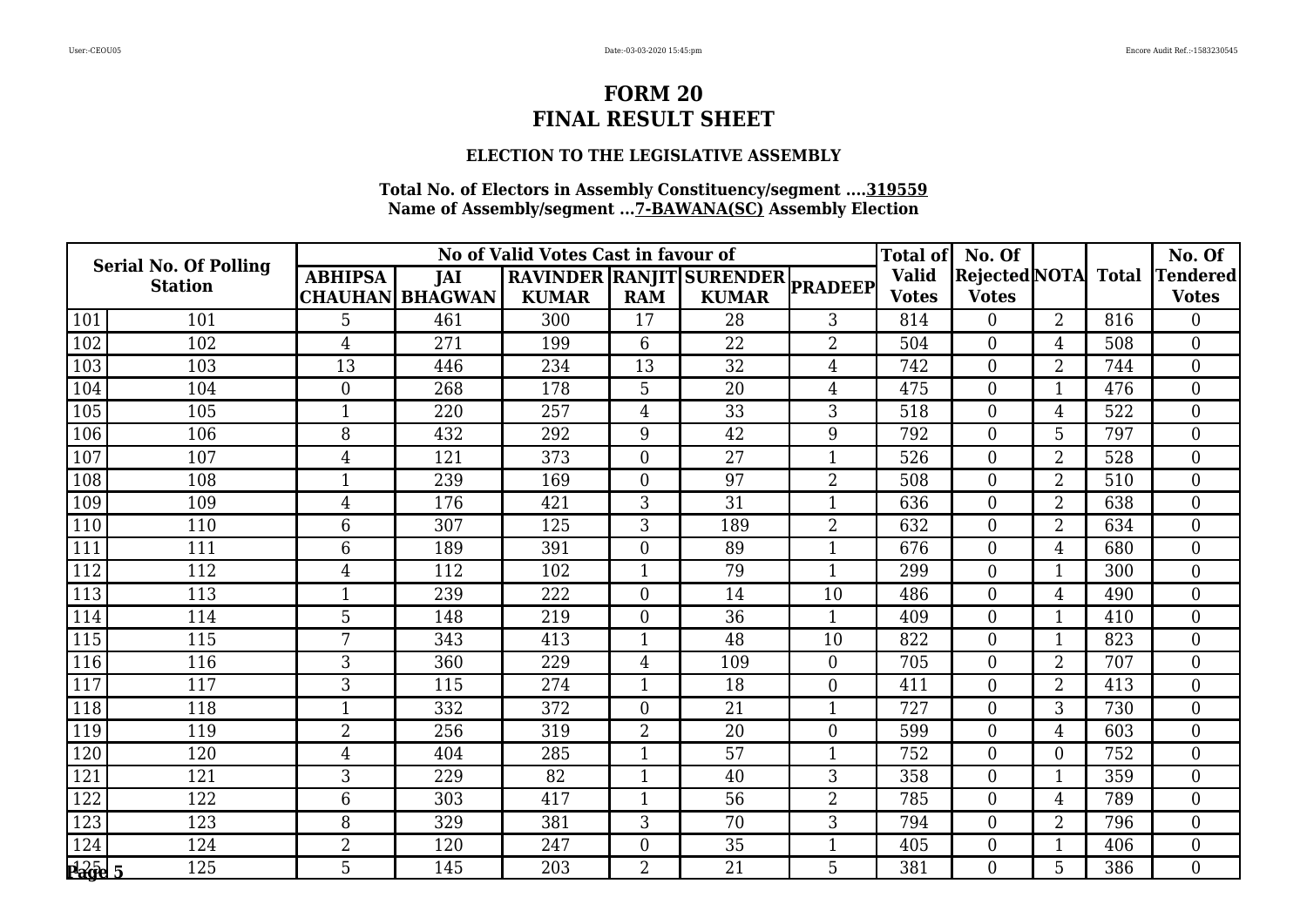# FORM 20
# FINAL RESULT SHEET

### ELECTION TO THE LEGISLATIVE ASSEMBLY

**Total No. of Electors in Assembly Constituency/segment ....319559**
**Name of Assembly/segment ...7-BAWANA(SC) Assembly Election**

| Serial No. Of Polling Station | | No of Valid Votes Cast in favour of | | | | | | Total of Valid Votes | No. Of Rejected Votes | NOTA | Total | No. Of Tendered Votes |
|---|---|---|---|---|---|---|---|---|---|---|---|---|
| | | ABHIPSA CHAUHAN | JAI BHAGWAN | RAVINDER KUMAR | RANJIT RAM | SURENDER KUMAR | PRADEEP | | | | | |
| 101 | 101 | 5 | 461 | 300 | 17 | 28 | 3 | 814 | 0 | 2 | 816 | 0 |
| 102 | 102 | 4 | 271 | 199 | 6 | 22 | 2 | 504 | 0 | 4 | 508 | 0 |
| 103 | 103 | 13 | 446 | 234 | 13 | 32 | 4 | 742 | 0 | 2 | 744 | 0 |
| 104 | 104 | 0 | 268 | 178 | 5 | 20 | 4 | 475 | 0 | 1 | 476 | 0 |
| 105 | 105 | 1 | 220 | 257 | 4 | 33 | 3 | 518 | 0 | 4 | 522 | 0 |
| 106 | 106 | 8 | 432 | 292 | 9 | 42 | 9 | 792 | 0 | 5 | 797 | 0 |
| 107 | 107 | 4 | 121 | 373 | 0 | 27 | 1 | 526 | 0 | 2 | 528 | 0 |
| 108 | 108 | 1 | 239 | 169 | 0 | 97 | 2 | 508 | 0 | 2 | 510 | 0 |
| 109 | 109 | 4 | 176 | 421 | 3 | 31 | 1 | 636 | 0 | 2 | 638 | 0 |
| 110 | 110 | 6 | 307 | 125 | 3 | 189 | 2 | 632 | 0 | 2 | 634 | 0 |
| 111 | 111 | 6 | 189 | 391 | 0 | 89 | 1 | 676 | 0 | 4 | 680 | 0 |
| 112 | 112 | 4 | 112 | 102 | 1 | 79 | 1 | 299 | 0 | 1 | 300 | 0 |
| 113 | 113 | 1 | 239 | 222 | 0 | 14 | 10 | 486 | 0 | 4 | 490 | 0 |
| 114 | 114 | 5 | 148 | 219 | 0 | 36 | 1 | 409 | 0 | 1 | 410 | 0 |
| 115 | 115 | 7 | 343 | 413 | 1 | 48 | 10 | 822 | 0 | 1 | 823 | 0 |
| 116 | 116 | 3 | 360 | 229 | 4 | 109 | 0 | 705 | 0 | 2 | 707 | 0 |
| 117 | 117 | 3 | 115 | 274 | 1 | 18 | 0 | 411 | 0 | 2 | 413 | 0 |
| 118 | 118 | 1 | 332 | 372 | 0 | 21 | 1 | 727 | 0 | 3 | 730 | 0 |
| 119 | 119 | 2 | 256 | 319 | 2 | 20 | 0 | 599 | 0 | 4 | 603 | 0 |
| 120 | 120 | 4 | 404 | 285 | 1 | 57 | 1 | 752 | 0 | 0 | 752 | 0 |
| 121 | 121 | 3 | 229 | 82 | 1 | 40 | 3 | 358 | 0 | 1 | 359 | 0 |
| 122 | 122 | 6 | 303 | 417 | 1 | 56 | 2 | 785 | 0 | 4 | 789 | 0 |
| 123 | 123 | 8 | 329 | 381 | 3 | 70 | 3 | 794 | 0 | 2 | 796 | 0 |
| 124 | 124 | 2 | 120 | 247 | 0 | 35 | 1 | 405 | 0 | 1 | 406 | 0 |
| 125 | 125 | 5 | 145 | 203 | 2 | 21 | 5 | 381 | 0 | 5 | 386 | 0 |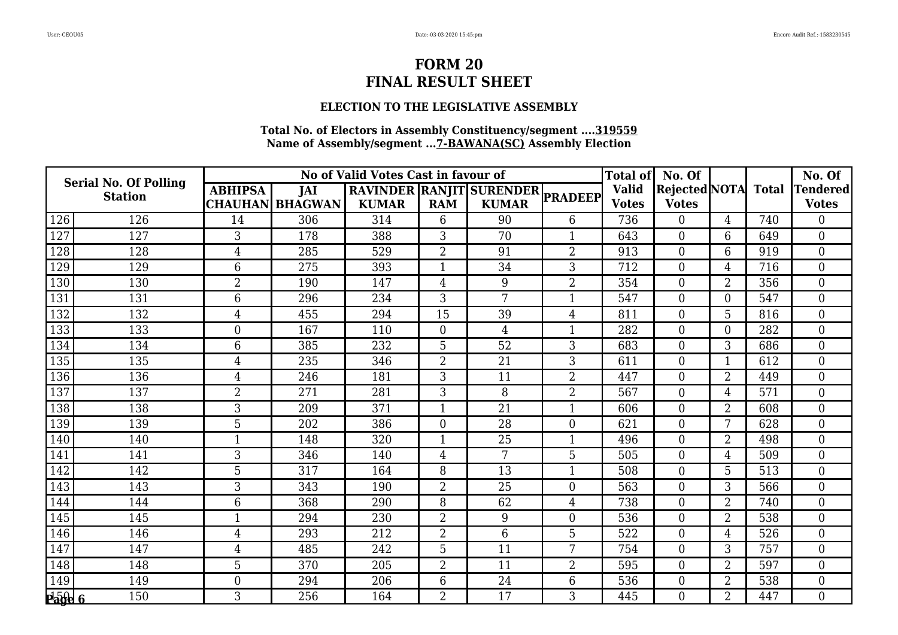# FORM 20
# FINAL RESULT SHEET

### ELECTION TO THE LEGISLATIVE ASSEMBLY

**Total No. of Electors in Assembly Constituency/segment ....319559**
**Name of Assembly/segment ...7-BAWANA(SC) Assembly Election**

| Serial No. Of Polling Station | | No of Valid Votes Cast in favour of | | | | | | Total of Valid Votes | No. Of Rejected Votes | NOTA | Total | No. Of Tendered Votes |
|---|---|---|---|---|---|---|---|---|---|---|---|---|
| | | ABHIPSA CHAUHAN | JAI BHAGWAN | RAVINDER KUMAR | RANJIT RAM | SURENDER KUMAR | PRADEEP | | | | | |
| 126 | 126 | 14 | 306 | 314 | 6 | 90 | 6 | 736 | 0 | 4 | 740 | 0 |
| 127 | 127 | 3 | 178 | 388 | 3 | 70 | 1 | 643 | 0 | 6 | 649 | 0 |
| 128 | 128 | 4 | 285 | 529 | 2 | 91 | 2 | 913 | 0 | 6 | 919 | 0 |
| 129 | 129 | 6 | 275 | 393 | 1 | 34 | 3 | 712 | 0 | 4 | 716 | 0 |
| 130 | 130 | 2 | 190 | 147 | 4 | 9 | 2 | 354 | 0 | 2 | 356 | 0 |
| 131 | 131 | 6 | 296 | 234 | 3 | 7 | 1 | 547 | 0 | 0 | 547 | 0 |
| 132 | 132 | 4 | 455 | 294 | 15 | 39 | 4 | 811 | 0 | 5 | 816 | 0 |
| 133 | 133 | 0 | 167 | 110 | 0 | 4 | 1 | 282 | 0 | 0 | 282 | 0 |
| 134 | 134 | 6 | 385 | 232 | 5 | 52 | 3 | 683 | 0 | 3 | 686 | 0 |
| 135 | 135 | 4 | 235 | 346 | 2 | 21 | 3 | 611 | 0 | 1 | 612 | 0 |
| 136 | 136 | 4 | 246 | 181 | 3 | 11 | 2 | 447 | 0 | 2 | 449 | 0 |
| 137 | 137 | 2 | 271 | 281 | 3 | 8 | 2 | 567 | 0 | 4 | 571 | 0 |
| 138 | 138 | 3 | 209 | 371 | 1 | 21 | 1 | 606 | 0 | 2 | 608 | 0 |
| 139 | 139 | 5 | 202 | 386 | 0 | 28 | 0 | 621 | 0 | 7 | 628 | 0 |
| 140 | 140 | 1 | 148 | 320 | 1 | 25 | 1 | 496 | 0 | 2 | 498 | 0 |
| 141 | 141 | 3 | 346 | 140 | 4 | 7 | 5 | 505 | 0 | 4 | 509 | 0 |
| 142 | 142 | 5 | 317 | 164 | 8 | 13 | 1 | 508 | 0 | 5 | 513 | 0 |
| 143 | 143 | 3 | 343 | 190 | 2 | 25 | 0 | 563 | 0 | 3 | 566 | 0 |
| 144 | 144 | 6 | 368 | 290 | 8 | 62 | 4 | 738 | 0 | 2 | 740 | 0 |
| 145 | 145 | 1 | 294 | 230 | 2 | 9 | 0 | 536 | 0 | 2 | 538 | 0 |
| 146 | 146 | 4 | 293 | 212 | 2 | 6 | 5 | 522 | 0 | 4 | 526 | 0 |
| 147 | 147 | 4 | 485 | 242 | 5 | 11 | 7 | 754 | 0 | 3 | 757 | 0 |
| 148 | 148 | 5 | 370 | 205 | 2 | 11 | 2 | 595 | 0 | 2 | 597 | 0 |
| 149 | 149 | 0 | 294 | 206 | 6 | 24 | 6 | 536 | 0 | 2 | 538 | 0 |
| 150 | 150 | 3 | 256 | 164 | 2 | 17 | 3 | 445 | 0 | 2 | 447 | 0 |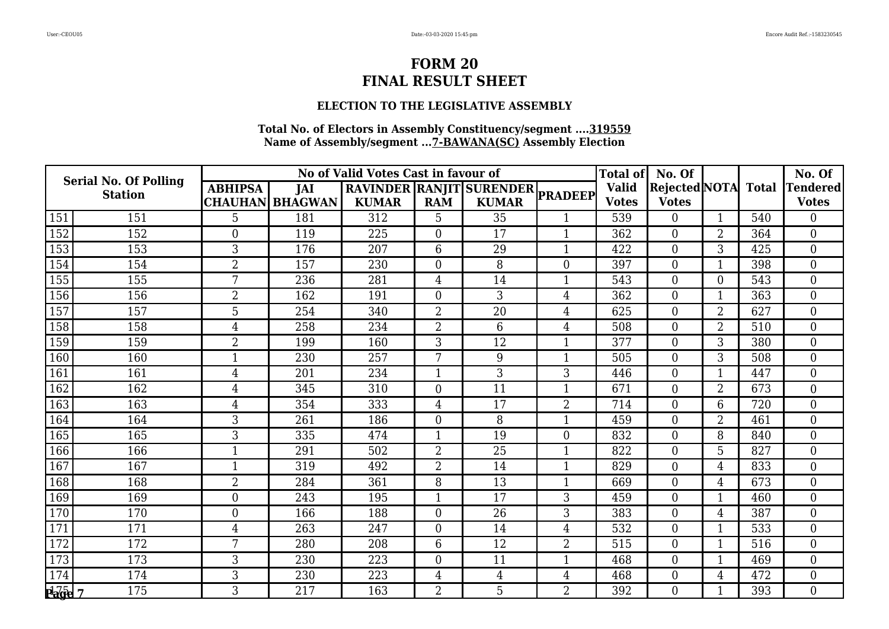# FORM 20

# FINAL RESULT SHEET

### ELECTION TO THE LEGISLATIVE ASSEMBLY

**Total No. of Electors in Assembly Constituency/segment ....319559**
**Name of Assembly/segment ...7-BAWANA(SC) Assembly Election**

| Serial No. Of Polling Station | | No of Valid Votes Cast in favour of | | | | | | Total of Valid Votes | No. Of Rejected Votes | NOTA | Total | No. Of Tendered Votes |
|---|---|---|---|---|---|---|---|---|---|---|---|---|
| | | ABHIPSA CHAUHAN | JAI BHAGWAN | RAVINDER KUMAR | RANJIT RAM | SURENDER KUMAR | PRADEEP | | | | | |
| 151 | 151 | 5 | 181 | 312 | 5 | 35 | 1 | 539 | 0 | 1 | 540 | 0 |
| 152 | 152 | 0 | 119 | 225 | 0 | 17 | 1 | 362 | 0 | 2 | 364 | 0 |
| 153 | 153 | 3 | 176 | 207 | 6 | 29 | 1 | 422 | 0 | 3 | 425 | 0 |
| 154 | 154 | 2 | 157 | 230 | 0 | 8 | 0 | 397 | 0 | 1 | 398 | 0 |
| 155 | 155 | 7 | 236 | 281 | 4 | 14 | 1 | 543 | 0 | 0 | 543 | 0 |
| 156 | 156 | 2 | 162 | 191 | 0 | 3 | 4 | 362 | 0 | 1 | 363 | 0 |
| 157 | 157 | 5 | 254 | 340 | 2 | 20 | 4 | 625 | 0 | 2 | 627 | 0 |
| 158 | 158 | 4 | 258 | 234 | 2 | 6 | 4 | 508 | 0 | 2 | 510 | 0 |
| 159 | 159 | 2 | 199 | 160 | 3 | 12 | 1 | 377 | 0 | 3 | 380 | 0 |
| 160 | 160 | 1 | 230 | 257 | 7 | 9 | 1 | 505 | 0 | 3 | 508 | 0 |
| 161 | 161 | 4 | 201 | 234 | 1 | 3 | 3 | 446 | 0 | 1 | 447 | 0 |
| 162 | 162 | 4 | 345 | 310 | 0 | 11 | 1 | 671 | 0 | 2 | 673 | 0 |
| 163 | 163 | 4 | 354 | 333 | 4 | 17 | 2 | 714 | 0 | 6 | 720 | 0 |
| 164 | 164 | 3 | 261 | 186 | 0 | 8 | 1 | 459 | 0 | 2 | 461 | 0 |
| 165 | 165 | 3 | 335 | 474 | 1 | 19 | 0 | 832 | 0 | 8 | 840 | 0 |
| 166 | 166 | 1 | 291 | 502 | 2 | 25 | 1 | 822 | 0 | 5 | 827 | 0 |
| 167 | 167 | 1 | 319 | 492 | 2 | 14 | 1 | 829 | 0 | 4 | 833 | 0 |
| 168 | 168 | 2 | 284 | 361 | 8 | 13 | 1 | 669 | 0 | 4 | 673 | 0 |
| 169 | 169 | 0 | 243 | 195 | 1 | 17 | 3 | 459 | 0 | 1 | 460 | 0 |
| 170 | 170 | 0 | 166 | 188 | 0 | 26 | 3 | 383 | 0 | 4 | 387 | 0 |
| 171 | 171 | 4 | 263 | 247 | 0 | 14 | 4 | 532 | 0 | 1 | 533 | 0 |
| 172 | 172 | 7 | 280 | 208 | 6 | 12 | 2 | 515 | 0 | 1 | 516 | 0 |
| 173 | 173 | 3 | 230 | 223 | 0 | 11 | 1 | 468 | 0 | 1 | 469 | 0 |
| 174 | 174 | 3 | 230 | 223 | 4 | 4 | 4 | 468 | 0 | 4 | 472 | 0 |
| 175 | 175 | 3 | 217 | 163 | 2 | 5 | 2 | 392 | 0 | 1 | 393 | 0 |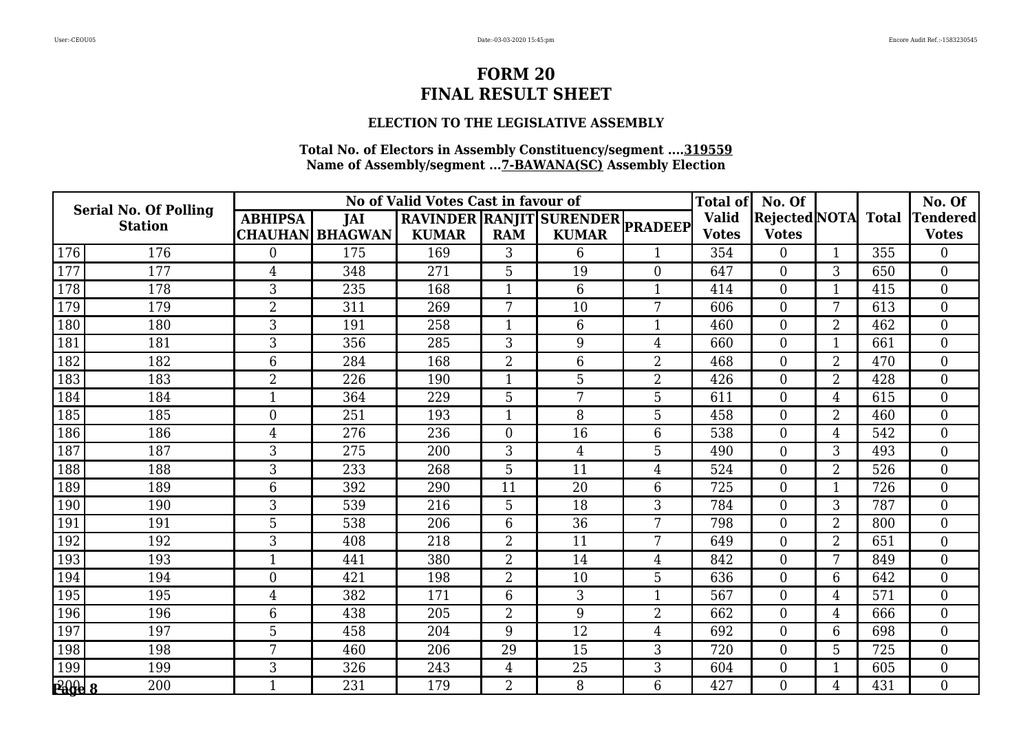# FORM 20
# FINAL RESULT SHEET

### ELECTION TO THE LEGISLATIVE ASSEMBLY

**Total No. of Electors in Assembly Constituency/segment ....319559**
**Name of Assembly/segment ...7-BAWANA(SC) Assembly Election**

| Serial No. Of Polling Station | | ABHIPSA CHAUHAN | JAI BHAGWAN | RAVINDER KUMAR | RANJIT RAM | SURENDER KUMAR | PRADEEP | Total of Valid Votes | No. Of Rejected Votes | NOTA | Total | No. Of Tendered Votes |
|---|---|---|---|---|---|---|---|---|---|---|---|---|
| 176 | 176 | 0 | 175 | 169 | 3 | 6 | 1 | 354 | 0 | 1 | 355 | 0 |
| 177 | 177 | 4 | 348 | 271 | 5 | 19 | 0 | 647 | 0 | 3 | 650 | 0 |
| 178 | 178 | 3 | 235 | 168 | 1 | 6 | 1 | 414 | 0 | 1 | 415 | 0 |
| 179 | 179 | 2 | 311 | 269 | 7 | 10 | 7 | 606 | 0 | 7 | 613 | 0 |
| 180 | 180 | 3 | 191 | 258 | 1 | 6 | 1 | 460 | 0 | 2 | 462 | 0 |
| 181 | 181 | 3 | 356 | 285 | 3 | 9 | 4 | 660 | 0 | 1 | 661 | 0 |
| 182 | 182 | 6 | 284 | 168 | 2 | 6 | 2 | 468 | 0 | 2 | 470 | 0 |
| 183 | 183 | 2 | 226 | 190 | 1 | 5 | 2 | 426 | 0 | 2 | 428 | 0 |
| 184 | 184 | 1 | 364 | 229 | 5 | 7 | 5 | 611 | 0 | 4 | 615 | 0 |
| 185 | 185 | 0 | 251 | 193 | 1 | 8 | 5 | 458 | 0 | 2 | 460 | 0 |
| 186 | 186 | 4 | 276 | 236 | 0 | 16 | 6 | 538 | 0 | 4 | 542 | 0 |
| 187 | 187 | 3 | 275 | 200 | 3 | 4 | 5 | 490 | 0 | 3 | 493 | 0 |
| 188 | 188 | 3 | 233 | 268 | 5 | 11 | 4 | 524 | 0 | 2 | 526 | 0 |
| 189 | 189 | 6 | 392 | 290 | 11 | 20 | 6 | 725 | 0 | 1 | 726 | 0 |
| 190 | 190 | 3 | 539 | 216 | 5 | 18 | 3 | 784 | 0 | 3 | 787 | 0 |
| 191 | 191 | 5 | 538 | 206 | 6 | 36 | 7 | 798 | 0 | 2 | 800 | 0 |
| 192 | 192 | 3 | 408 | 218 | 2 | 11 | 7 | 649 | 0 | 2 | 651 | 0 |
| 193 | 193 | 1 | 441 | 380 | 2 | 14 | 4 | 842 | 0 | 7 | 849 | 0 |
| 194 | 194 | 0 | 421 | 198 | 2 | 10 | 5 | 636 | 0 | 6 | 642 | 0 |
| 195 | 195 | 4 | 382 | 171 | 6 | 3 | 1 | 567 | 0 | 4 | 571 | 0 |
| 196 | 196 | 6 | 438 | 205 | 2 | 9 | 2 | 662 | 0 | 4 | 666 | 0 |
| 197 | 197 | 5 | 458 | 204 | 9 | 12 | 4 | 692 | 0 | 6 | 698 | 0 |
| 198 | 198 | 7 | 460 | 206 | 29 | 15 | 3 | 720 | 0 | 5 | 725 | 0 |
| 199 | 199 | 3 | 326 | 243 | 4 | 25 | 3 | 604 | 0 | 1 | 605 | 0 |
| 200 | 200 | 1 | 231 | 179 | 2 | 8 | 6 | 427 | 0 | 4 | 431 | 0 |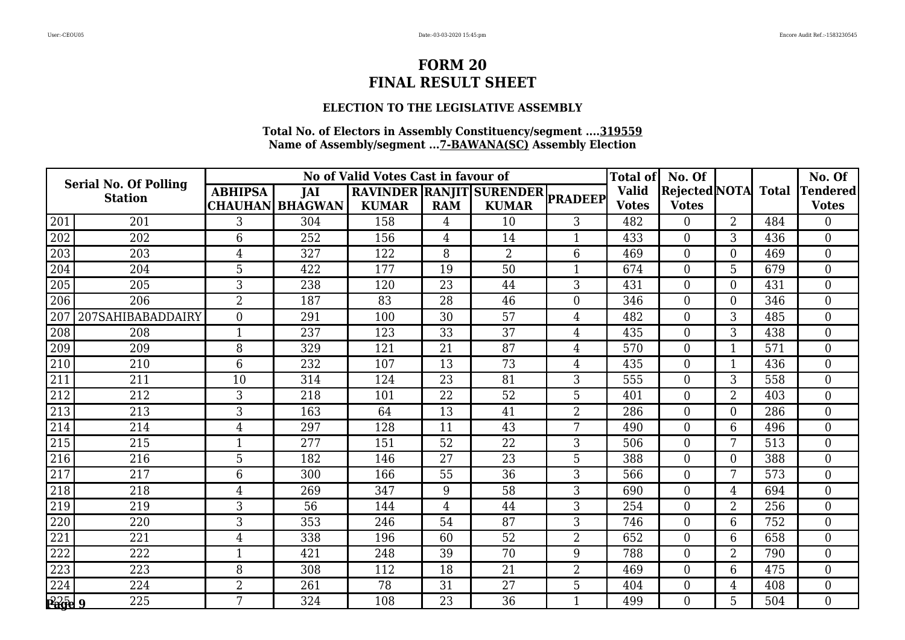# FORM 20
# FINAL RESULT SHEET

### ELECTION TO THE LEGISLATIVE ASSEMBLY

**Total No. of Electors in Assembly Constituency/segment ....319559**
**Name of Assembly/segment ...7-BAWANA(SC) Assembly Election**

| Serial No. Of Polling Station | | No of Valid Votes Cast in favour of | | | | | | Total of Valid Votes | No. Of Rejected Votes | NOTA | Total | No. Of Tendered Votes |
|---|---|---|---|---|---|---|---|---|---|---|---|---|
| | | ABHIPSA CHAUHAN | JAI BHAGWAN | RAVINDER KUMAR | RANJIT RAM | SURENDER KUMAR | PRADEEP | | | | | |
| 201 | 201 | 3 | 304 | 158 | 4 | 10 | 3 | 482 | 0 | 2 | 484 | 0 |
| 202 | 202 | 6 | 252 | 156 | 4 | 14 | 1 | 433 | 0 | 3 | 436 | 0 |
| 203 | 203 | 4 | 327 | 122 | 8 | 2 | 6 | 469 | 0 | 0 | 469 | 0 |
| 204 | 204 | 5 | 422 | 177 | 19 | 50 | 1 | 674 | 0 | 5 | 679 | 0 |
| 205 | 205 | 3 | 238 | 120 | 23 | 44 | 3 | 431 | 0 | 0 | 431 | 0 |
| 206 | 206 | 2 | 187 | 83 | 28 | 46 | 0 | 346 | 0 | 0 | 346 | 0 |
| 207 | 207SAHIBABADDAIRY | 0 | 291 | 100 | 30 | 57 | 4 | 482 | 0 | 3 | 485 | 0 |
| 208 | 208 | 1 | 237 | 123 | 33 | 37 | 4 | 435 | 0 | 3 | 438 | 0 |
| 209 | 209 | 8 | 329 | 121 | 21 | 87 | 4 | 570 | 0 | 1 | 571 | 0 |
| 210 | 210 | 6 | 232 | 107 | 13 | 73 | 4 | 435 | 0 | 1 | 436 | 0 |
| 211 | 211 | 10 | 314 | 124 | 23 | 81 | 3 | 555 | 0 | 3 | 558 | 0 |
| 212 | 212 | 3 | 218 | 101 | 22 | 52 | 5 | 401 | 0 | 2 | 403 | 0 |
| 213 | 213 | 3 | 163 | 64 | 13 | 41 | 2 | 286 | 0 | 0 | 286 | 0 |
| 214 | 214 | 4 | 297 | 128 | 11 | 43 | 7 | 490 | 0 | 6 | 496 | 0 |
| 215 | 215 | 1 | 277 | 151 | 52 | 22 | 3 | 506 | 0 | 7 | 513 | 0 |
| 216 | 216 | 5 | 182 | 146 | 27 | 23 | 5 | 388 | 0 | 0 | 388 | 0 |
| 217 | 217 | 6 | 300 | 166 | 55 | 36 | 3 | 566 | 0 | 7 | 573 | 0 |
| 218 | 218 | 4 | 269 | 347 | 9 | 58 | 3 | 690 | 0 | 4 | 694 | 0 |
| 219 | 219 | 3 | 56 | 144 | 4 | 44 | 3 | 254 | 0 | 2 | 256 | 0 |
| 220 | 220 | 3 | 353 | 246 | 54 | 87 | 3 | 746 | 0 | 6 | 752 | 0 |
| 221 | 221 | 4 | 338 | 196 | 60 | 52 | 2 | 652 | 0 | 6 | 658 | 0 |
| 222 | 222 | 1 | 421 | 248 | 39 | 70 | 9 | 788 | 0 | 2 | 790 | 0 |
| 223 | 223 | 8 | 308 | 112 | 18 | 21 | 2 | 469 | 0 | 6 | 475 | 0 |
| 224 | 224 | 2 | 261 | 78 | 31 | 27 | 5 | 404 | 0 | 4 | 408 | 0 |
| 225 | 225 | 7 | 324 | 108 | 23 | 36 | 1 | 499 | 0 | 5 | 504 | 0 |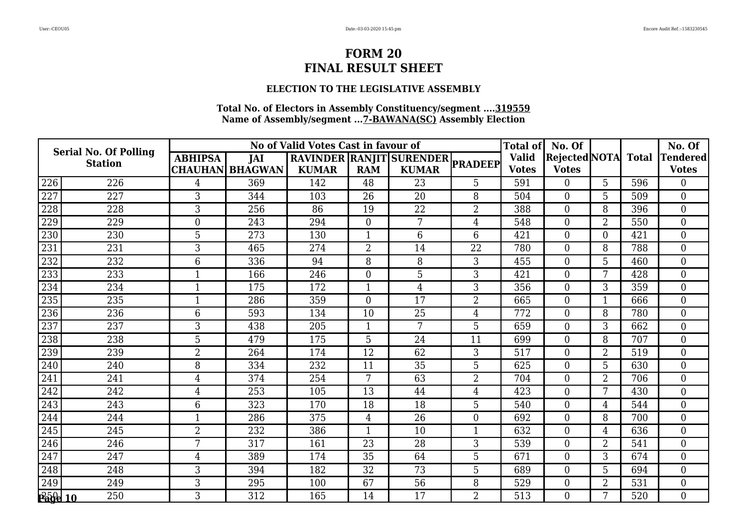# FORM 20
# FINAL RESULT SHEET

### ELECTION TO THE LEGISLATIVE ASSEMBLY

**Total No. of Electors in Assembly Constituency/segment ....319559**
**Name of Assembly/segment ...7-BAWANA(SC) Assembly Election**

| Serial No. Of Polling Station | | No of Valid Votes Cast in favour of | | | | | | Total of Valid Votes | No. Of Rejected Votes | NOTA | Total | No. Of Tendered Votes |
|---|---|---|---|---|---|---|---|---|---|---|---|---|
| | | ABHIPSA CHAUHAN | JAI BHAGWAN | RAVINDER KUMAR | RANJIT RAM | SURENDER KUMAR | PRADEEP | | | | | |
| 226 | 226 | 4 | 369 | 142 | 48 | 23 | 5 | 591 | 0 | 5 | 596 | 0 |
| 227 | 227 | 3 | 344 | 103 | 26 | 20 | 8 | 504 | 0 | 5 | 509 | 0 |
| 228 | 228 | 3 | 256 | 86 | 19 | 22 | 2 | 388 | 0 | 8 | 396 | 0 |
| 229 | 229 | 0 | 243 | 294 | 0 | 7 | 4 | 548 | 0 | 2 | 550 | 0 |
| 230 | 230 | 5 | 273 | 130 | 1 | 6 | 6 | 421 | 0 | 0 | 421 | 0 |
| 231 | 231 | 3 | 465 | 274 | 2 | 14 | 22 | 780 | 0 | 8 | 788 | 0 |
| 232 | 232 | 6 | 336 | 94 | 8 | 8 | 3 | 455 | 0 | 5 | 460 | 0 |
| 233 | 233 | 1 | 166 | 246 | 0 | 5 | 3 | 421 | 0 | 7 | 428 | 0 |
| 234 | 234 | 1 | 175 | 172 | 1 | 4 | 3 | 356 | 0 | 3 | 359 | 0 |
| 235 | 235 | 1 | 286 | 359 | 0 | 17 | 2 | 665 | 0 | 1 | 666 | 0 |
| 236 | 236 | 6 | 593 | 134 | 10 | 25 | 4 | 772 | 0 | 8 | 780 | 0 |
| 237 | 237 | 3 | 438 | 205 | 1 | 7 | 5 | 659 | 0 | 3 | 662 | 0 |
| 238 | 238 | 5 | 479 | 175 | 5 | 24 | 11 | 699 | 0 | 8 | 707 | 0 |
| 239 | 239 | 2 | 264 | 174 | 12 | 62 | 3 | 517 | 0 | 2 | 519 | 0 |
| 240 | 240 | 8 | 334 | 232 | 11 | 35 | 5 | 625 | 0 | 5 | 630 | 0 |
| 241 | 241 | 4 | 374 | 254 | 7 | 63 | 2 | 704 | 0 | 2 | 706 | 0 |
| 242 | 242 | 4 | 253 | 105 | 13 | 44 | 4 | 423 | 0 | 7 | 430 | 0 |
| 243 | 243 | 6 | 323 | 170 | 18 | 18 | 5 | 540 | 0 | 4 | 544 | 0 |
| 244 | 244 | 1 | 286 | 375 | 4 | 26 | 0 | 692 | 0 | 8 | 700 | 0 |
| 245 | 245 | 2 | 232 | 386 | 1 | 10 | 1 | 632 | 0 | 4 | 636 | 0 |
| 246 | 246 | 7 | 317 | 161 | 23 | 28 | 3 | 539 | 0 | 2 | 541 | 0 |
| 247 | 247 | 4 | 389 | 174 | 35 | 64 | 5 | 671 | 0 | 3 | 674 | 0 |
| 248 | 248 | 3 | 394 | 182 | 32 | 73 | 5 | 689 | 0 | 5 | 694 | 0 |
| 249 | 249 | 3 | 295 | 100 | 67 | 56 | 8 | 529 | 0 | 2 | 531 | 0 |
| 250 | 250 | 3 | 312 | 165 | 14 | 17 | 2 | 513 | 0 | 7 | 520 | 0 |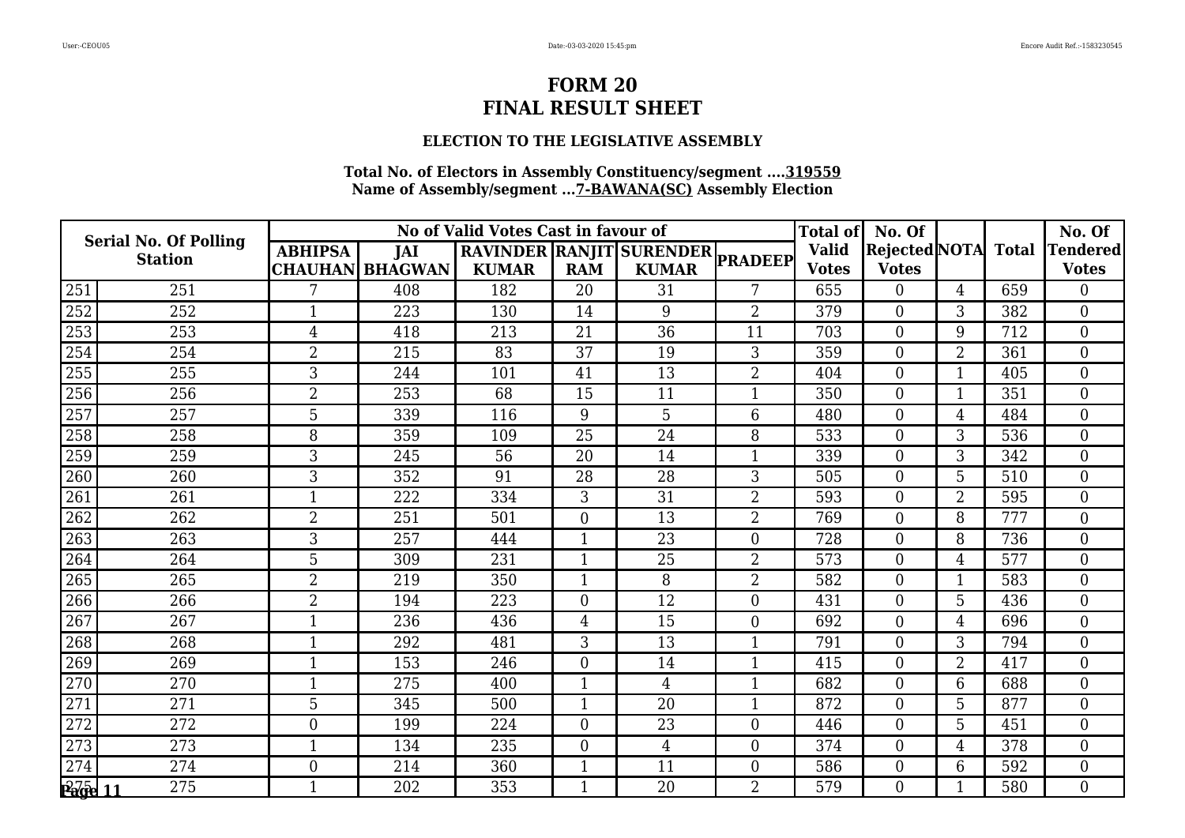# FORM 20
# FINAL RESULT SHEET

### ELECTION TO THE LEGISLATIVE ASSEMBLY

**Total No. of Electors in Assembly Constituency/segment ....319559**
**Name of Assembly/segment ...7-BAWANA(SC) Assembly Election**

| Serial No. Of Polling Station | | No of Valid Votes Cast in favour of | | | | | | Total of Valid Votes | No. Of Rejected Votes | NOTA | Total | No. Of Tendered Votes |
|---|---|---|---|---|---|---|---|---|---|---|---|---|
| | | ABHIPSA CHAUHAN | JAI BHAGWAN | RAVINDER KUMAR | RANJIT RAM | SURENDER KUMAR | PRADEEP | | | | | |
| 251 | 251 | 7 | 408 | 182 | 20 | 31 | 7 | 655 | 0 | 4 | 659 | 0 |
| 252 | 252 | 1 | 223 | 130 | 14 | 9 | 2 | 379 | 0 | 3 | 382 | 0 |
| 253 | 253 | 4 | 418 | 213 | 21 | 36 | 11 | 703 | 0 | 9 | 712 | 0 |
| 254 | 254 | 2 | 215 | 83 | 37 | 19 | 3 | 359 | 0 | 2 | 361 | 0 |
| 255 | 255 | 3 | 244 | 101 | 41 | 13 | 2 | 404 | 0 | 1 | 405 | 0 |
| 256 | 256 | 2 | 253 | 68 | 15 | 11 | 1 | 350 | 0 | 1 | 351 | 0 |
| 257 | 257 | 5 | 339 | 116 | 9 | 5 | 6 | 480 | 0 | 4 | 484 | 0 |
| 258 | 258 | 8 | 359 | 109 | 25 | 24 | 8 | 533 | 0 | 3 | 536 | 0 |
| 259 | 259 | 3 | 245 | 56 | 20 | 14 | 1 | 339 | 0 | 3 | 342 | 0 |
| 260 | 260 | 3 | 352 | 91 | 28 | 28 | 3 | 505 | 0 | 5 | 510 | 0 |
| 261 | 261 | 1 | 222 | 334 | 3 | 31 | 2 | 593 | 0 | 2 | 595 | 0 |
| 262 | 262 | 2 | 251 | 501 | 0 | 13 | 2 | 769 | 0 | 8 | 777 | 0 |
| 263 | 263 | 3 | 257 | 444 | 1 | 23 | 0 | 728 | 0 | 8 | 736 | 0 |
| 264 | 264 | 5 | 309 | 231 | 1 | 25 | 2 | 573 | 0 | 4 | 577 | 0 |
| 265 | 265 | 2 | 219 | 350 | 1 | 8 | 2 | 582 | 0 | 1 | 583 | 0 |
| 266 | 266 | 2 | 194 | 223 | 0 | 12 | 0 | 431 | 0 | 5 | 436 | 0 |
| 267 | 267 | 1 | 236 | 436 | 4 | 15 | 0 | 692 | 0 | 4 | 696 | 0 |
| 268 | 268 | 1 | 292 | 481 | 3 | 13 | 1 | 791 | 0 | 3 | 794 | 0 |
| 269 | 269 | 1 | 153 | 246 | 0 | 14 | 1 | 415 | 0 | 2 | 417 | 0 |
| 270 | 270 | 1 | 275 | 400 | 1 | 4 | 1 | 682 | 0 | 6 | 688 | 0 |
| 271 | 271 | 5 | 345 | 500 | 1 | 20 | 1 | 872 | 0 | 5 | 877 | 0 |
| 272 | 272 | 0 | 199 | 224 | 0 | 23 | 0 | 446 | 0 | 5 | 451 | 0 |
| 273 | 273 | 1 | 134 | 235 | 0 | 4 | 0 | 374 | 0 | 4 | 378 | 0 |
| 274 | 274 | 0 | 214 | 360 | 1 | 11 | 0 | 586 | 0 | 6 | 592 | 0 |
| 275 | 275 | 1 | 202 | 353 | 1 | 20 | 2 | 579 | 0 | 1 | 580 | 0 |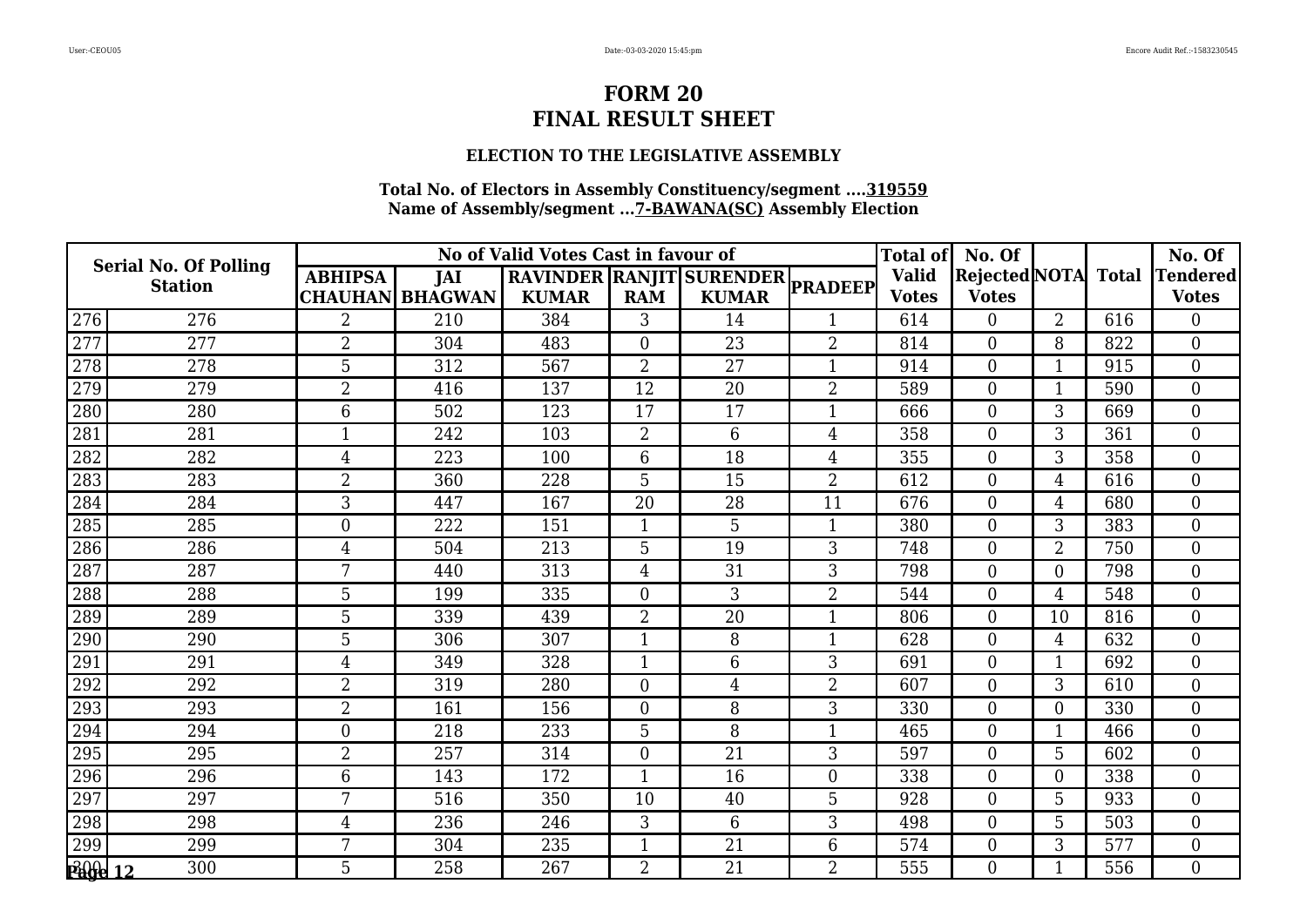# FORM 20
# FINAL RESULT SHEET

### ELECTION TO THE LEGISLATIVE ASSEMBLY

**Total No. of Electors in Assembly Constituency/segment ....319559**
**Name of Assembly/segment ...7-BAWANA(SC) Assembly Election**

| Serial No. Of Polling Station | | No of Valid Votes Cast in favour of | | | | | | Total of Valid Votes | No. Of Rejected Votes | NOTA | Total | No. Of Tendered Votes |
|---|---|---|---|---|---|---|---|---|---|---|---|---|
| | | ABHIPSA CHAUHAN | JAI BHAGWAN | RAVINDER KUMAR | RANJIT RAM | SURENDER KUMAR | PRADEEP | | | | | |
| 276 | 276 | 2 | 210 | 384 | 3 | 14 | 1 | 614 | 0 | 2 | 616 | 0 |
| 277 | 277 | 2 | 304 | 483 | 0 | 23 | 2 | 814 | 0 | 8 | 822 | 0 |
| 278 | 278 | 5 | 312 | 567 | 2 | 27 | 1 | 914 | 0 | 1 | 915 | 0 |
| 279 | 279 | 2 | 416 | 137 | 12 | 20 | 2 | 589 | 0 | 1 | 590 | 0 |
| 280 | 280 | 6 | 502 | 123 | 17 | 17 | 1 | 666 | 0 | 3 | 669 | 0 |
| 281 | 281 | 1 | 242 | 103 | 2 | 6 | 4 | 358 | 0 | 3 | 361 | 0 |
| 282 | 282 | 4 | 223 | 100 | 6 | 18 | 4 | 355 | 0 | 3 | 358 | 0 |
| 283 | 283 | 2 | 360 | 228 | 5 | 15 | 2 | 612 | 0 | 4 | 616 | 0 |
| 284 | 284 | 3 | 447 | 167 | 20 | 28 | 11 | 676 | 0 | 4 | 680 | 0 |
| 285 | 285 | 0 | 222 | 151 | 1 | 5 | 1 | 380 | 0 | 3 | 383 | 0 |
| 286 | 286 | 4 | 504 | 213 | 5 | 19 | 3 | 748 | 0 | 2 | 750 | 0 |
| 287 | 287 | 7 | 440 | 313 | 4 | 31 | 3 | 798 | 0 | 0 | 798 | 0 |
| 288 | 288 | 5 | 199 | 335 | 0 | 3 | 2 | 544 | 0 | 4 | 548 | 0 |
| 289 | 289 | 5 | 339 | 439 | 2 | 20 | 1 | 806 | 0 | 10 | 816 | 0 |
| 290 | 290 | 5 | 306 | 307 | 1 | 8 | 1 | 628 | 0 | 4 | 632 | 0 |
| 291 | 291 | 4 | 349 | 328 | 1 | 6 | 3 | 691 | 0 | 1 | 692 | 0 |
| 292 | 292 | 2 | 319 | 280 | 0 | 4 | 2 | 607 | 0 | 3 | 610 | 0 |
| 293 | 293 | 2 | 161 | 156 | 0 | 8 | 3 | 330 | 0 | 0 | 330 | 0 |
| 294 | 294 | 0 | 218 | 233 | 5 | 8 | 1 | 465 | 0 | 1 | 466 | 0 |
| 295 | 295 | 2 | 257 | 314 | 0 | 21 | 3 | 597 | 0 | 5 | 602 | 0 |
| 296 | 296 | 6 | 143 | 172 | 1 | 16 | 0 | 338 | 0 | 0 | 338 | 0 |
| 297 | 297 | 7 | 516 | 350 | 10 | 40 | 5 | 928 | 0 | 5 | 933 | 0 |
| 298 | 298 | 4 | 236 | 246 | 3 | 6 | 3 | 498 | 0 | 5 | 503 | 0 |
| 299 | 299 | 7 | 304 | 235 | 1 | 21 | 6 | 574 | 0 | 3 | 577 | 0 |
| 300 | 300 | 5 | 258 | 267 | 2 | 21 | 2 | 555 | 0 | 1 | 556 | 0 |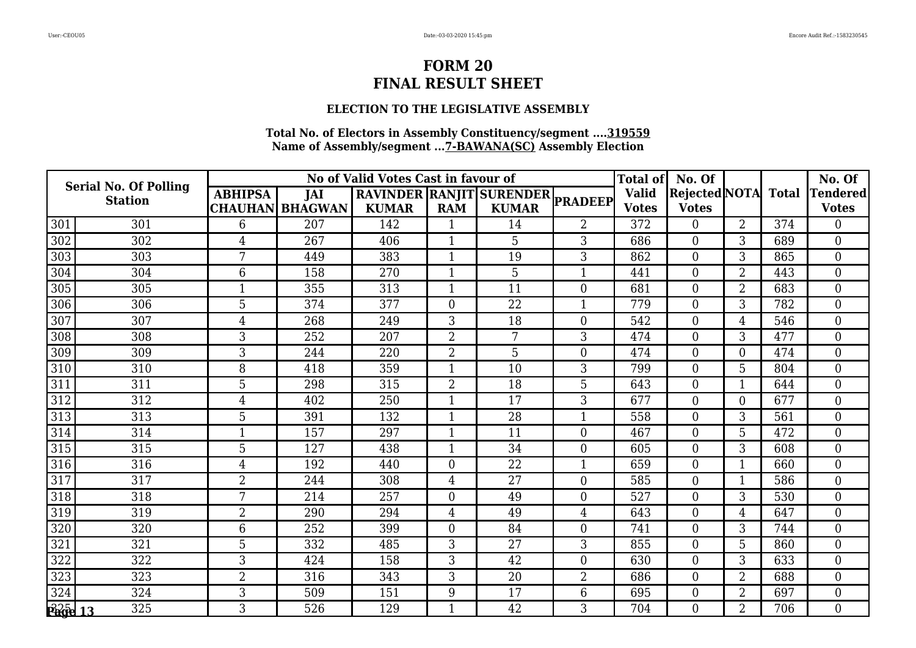# FORM 20
# FINAL RESULT SHEET

### ELECTION TO THE LEGISLATIVE ASSEMBLY

**Total No. of Electors in Assembly Constituency/segment ....319559**
**Name of Assembly/segment ...7-BAWANA(SC) Assembly Election**

| Serial No. Of Polling Station | | No of Valid Votes Cast in favour of | | | | | | Total of Valid Votes | No. Of Rejected Votes | NOTA | Total | No. Of Tendered Votes |
|---|---|---|---|---|---|---|---|---|---|---|---|---|
| | | ABHIPSA CHAUHAN | JAI BHAGWAN | RAVINDER KUMAR | RANJIT RAM | SURENDER KUMAR | PRADEEP | | | | | |
| 301 | 301 | 6 | 207 | 142 | 1 | 14 | 2 | 372 | 0 | 2 | 374 | 0 |
| 302 | 302 | 4 | 267 | 406 | 1 | 5 | 3 | 686 | 0 | 3 | 689 | 0 |
| 303 | 303 | 7 | 449 | 383 | 1 | 19 | 3 | 862 | 0 | 3 | 865 | 0 |
| 304 | 304 | 6 | 158 | 270 | 1 | 5 | 1 | 441 | 0 | 2 | 443 | 0 |
| 305 | 305 | 1 | 355 | 313 | 1 | 11 | 0 | 681 | 0 | 2 | 683 | 0 |
| 306 | 306 | 5 | 374 | 377 | 0 | 22 | 1 | 779 | 0 | 3 | 782 | 0 |
| 307 | 307 | 4 | 268 | 249 | 3 | 18 | 0 | 542 | 0 | 4 | 546 | 0 |
| 308 | 308 | 3 | 252 | 207 | 2 | 7 | 3 | 474 | 0 | 3 | 477 | 0 |
| 309 | 309 | 3 | 244 | 220 | 2 | 5 | 0 | 474 | 0 | 0 | 474 | 0 |
| 310 | 310 | 8 | 418 | 359 | 1 | 10 | 3 | 799 | 0 | 5 | 804 | 0 |
| 311 | 311 | 5 | 298 | 315 | 2 | 18 | 5 | 643 | 0 | 1 | 644 | 0 |
| 312 | 312 | 4 | 402 | 250 | 1 | 17 | 3 | 677 | 0 | 0 | 677 | 0 |
| 313 | 313 | 5 | 391 | 132 | 1 | 28 | 1 | 558 | 0 | 3 | 561 | 0 |
| 314 | 314 | 1 | 157 | 297 | 1 | 11 | 0 | 467 | 0 | 5 | 472 | 0 |
| 315 | 315 | 5 | 127 | 438 | 1 | 34 | 0 | 605 | 0 | 3 | 608 | 0 |
| 316 | 316 | 4 | 192 | 440 | 0 | 22 | 1 | 659 | 0 | 1 | 660 | 0 |
| 317 | 317 | 2 | 244 | 308 | 4 | 27 | 0 | 585 | 0 | 1 | 586 | 0 |
| 318 | 318 | 7 | 214 | 257 | 0 | 49 | 0 | 527 | 0 | 3 | 530 | 0 |
| 319 | 319 | 2 | 290 | 294 | 4 | 49 | 4 | 643 | 0 | 4 | 647 | 0 |
| 320 | 320 | 6 | 252 | 399 | 0 | 84 | 0 | 741 | 0 | 3 | 744 | 0 |
| 321 | 321 | 5 | 332 | 485 | 3 | 27 | 3 | 855 | 0 | 5 | 860 | 0 |
| 322 | 322 | 3 | 424 | 158 | 3 | 42 | 0 | 630 | 0 | 3 | 633 | 0 |
| 323 | 323 | 2 | 316 | 343 | 3 | 20 | 2 | 686 | 0 | 2 | 688 | 0 |
| 324 | 324 | 3 | 509 | 151 | 9 | 17 | 6 | 695 | 0 | 2 | 697 | 0 |
| 325 | 325 | 3 | 526 | 129 | 1 | 42 | 3 | 704 | 0 | 2 | 706 | 0 |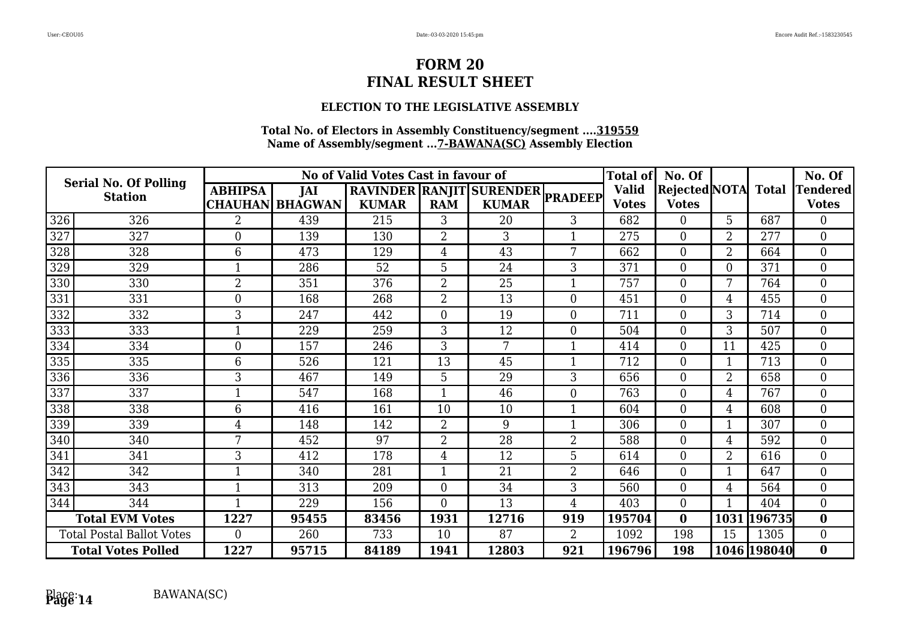# FORM 20
# FINAL RESULT SHEET

### ELECTION TO THE LEGISLATIVE ASSEMBLY

**Total No. of Electors in Assembly Constituency/segment ....319559**
**Name of Assembly/segment ...7-BAWANA(SC) Assembly Election**

| Serial No. Of Polling Station | | No of Valid Votes Cast in favour of | | | | | | Total of Valid Votes | No. Of Rejected Votes | NOTA | Total | No. Of Tendered Votes |
|---|---|---|---|---|---|---|---|---|---|---|---|---|
| | | ABHIPSA CHAUHAN | JAI BHAGWAN | RAVINDER KUMAR | RANJIT RAM | SURENDER KUMAR | PRADEEP | | | | | |
| 326 | 326 | 2 | 439 | 215 | 3 | 20 | 3 | 682 | 0 | 5 | 687 | 0 |
| 327 | 327 | 0 | 139 | 130 | 2 | 3 | 1 | 275 | 0 | 2 | 277 | 0 |
| 328 | 328 | 6 | 473 | 129 | 4 | 43 | 7 | 662 | 0 | 2 | 664 | 0 |
| 329 | 329 | 1 | 286 | 52 | 5 | 24 | 3 | 371 | 0 | 0 | 371 | 0 |
| 330 | 330 | 2 | 351 | 376 | 2 | 25 | 1 | 757 | 0 | 7 | 764 | 0 |
| 331 | 331 | 0 | 168 | 268 | 2 | 13 | 0 | 451 | 0 | 4 | 455 | 0 |
| 332 | 332 | 3 | 247 | 442 | 0 | 19 | 0 | 711 | 0 | 3 | 714 | 0 |
| 333 | 333 | 1 | 229 | 259 | 3 | 12 | 0 | 504 | 0 | 3 | 507 | 0 |
| 334 | 334 | 0 | 157 | 246 | 3 | 7 | 1 | 414 | 0 | 11 | 425 | 0 |
| 335 | 335 | 6 | 526 | 121 | 13 | 45 | 1 | 712 | 0 | 1 | 713 | 0 |
| 336 | 336 | 3 | 467 | 149 | 5 | 29 | 3 | 656 | 0 | 2 | 658 | 0 |
| 337 | 337 | 1 | 547 | 168 | 1 | 46 | 0 | 763 | 0 | 4 | 767 | 0 |
| 338 | 338 | 6 | 416 | 161 | 10 | 10 | 1 | 604 | 0 | 4 | 608 | 0 |
| 339 | 339 | 4 | 148 | 142 | 2 | 9 | 1 | 306 | 0 | 1 | 307 | 0 |
| 340 | 340 | 7 | 452 | 97 | 2 | 28 | 2 | 588 | 0 | 4 | 592 | 0 |
| 341 | 341 | 3 | 412 | 178 | 4 | 12 | 5 | 614 | 0 | 2 | 616 | 0 |
| 342 | 342 | 1 | 340 | 281 | 1 | 21 | 2 | 646 | 0 | 1 | 647 | 0 |
| 343 | 343 | 1 | 313 | 209 | 0 | 34 | 3 | 560 | 0 | 4 | 564 | 0 |
| 344 | 344 | 1 | 229 | 156 | 0 | 13 | 4 | 403 | 0 | 1 | 404 | 0 |
| **Total EVM Votes** | | **1227** | **95455** | **83456** | **1931** | **12716** | **919** | **195704** | **0** | **1031** | **196735** | **0** |
| Total Postal Ballot Votes | | 0 | 260 | 733 | 10 | 87 | 2 | 1092 | 198 | 15 | 1305 | 0 |
| **Total Votes Polled** | | **1227** | **95715** | **84189** | **1941** | **12803** | **921** | **196796** | **198** | **1046** | **198040** | **0** |

Place: BAWANA(SC)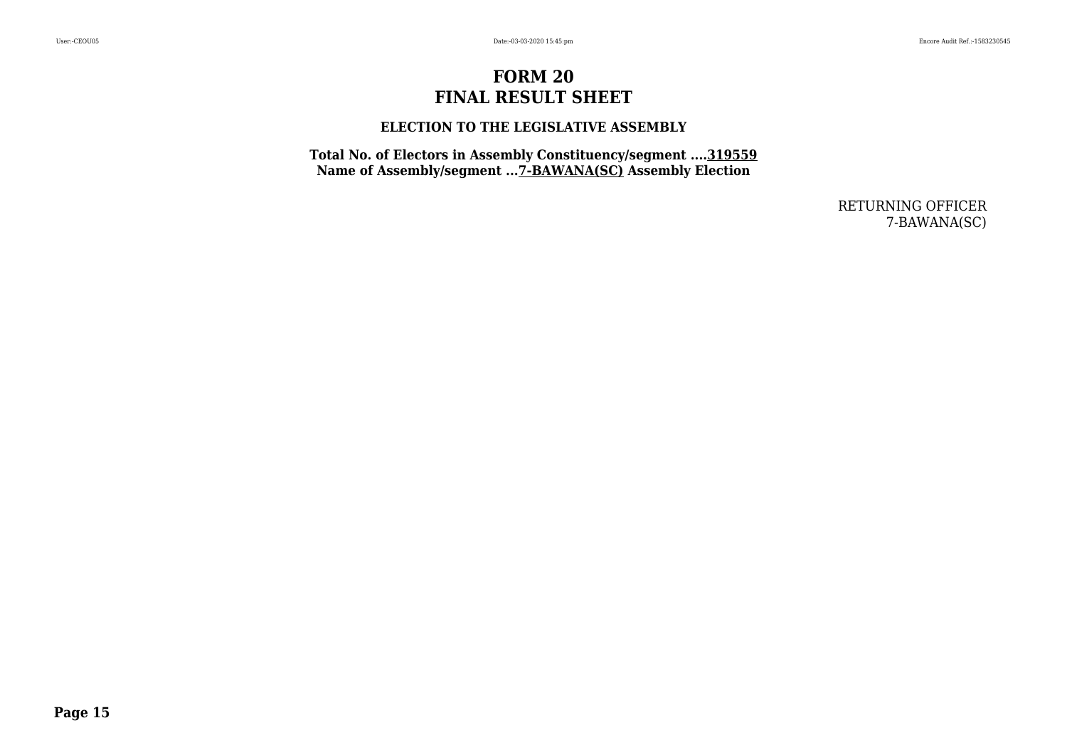# FORM 20
# FINAL RESULT SHEET

### ELECTION TO THE LEGISLATIVE ASSEMBLY

**Total No. of Electors in Assembly Constituency/segment ....319559**
**Name of Assembly/segment ...7-BAWANA(SC) Assembly Election**

RETURNING OFFICER
7-BAWANA(SC)